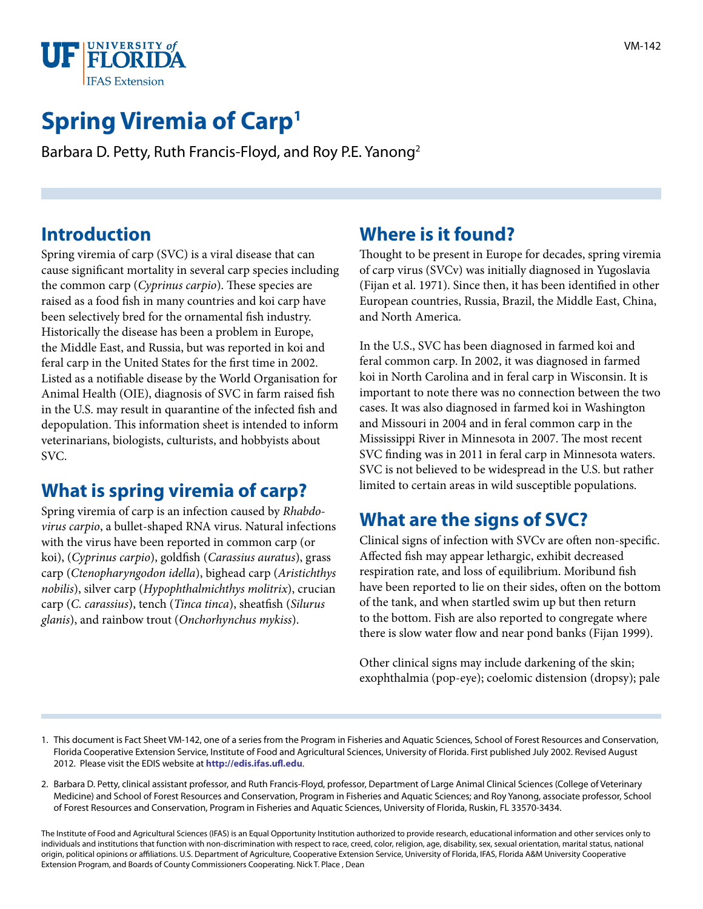# Spring Viremia of Carp[1]

Barbara D. Petty, Ruth Francis-Floyd, and Roy P.E. Yanong[2]

## Introduction

Spring viremia of carp (SVC) is a viral disease that can cause significant mortality in several carp species including the common carp (*Cyprinus carpio*). These species are raised as a food fish in many countries and koi carp have been selectively bred for the ornamental fish industry. Historically the disease has been a problem in Europe, the Middle East, and Russia, but was reported in koi and feral carp in the United States for the first time in 2002. Listed as a notifiable disease by the World Organisation for Animal Health (OIE), diagnosis of SVC in farm raised fish in the U.S. may result in quarantine of the infected fish and depopulation. This information sheet is intended to inform veterinarians, biologists, culturists, and hobbyists about SVC.

## What is spring viremia of carp?

Spring viremia of carp is an infection caused by *Rhabdovirus carpio*, a bullet-shaped RNA virus. Natural infections with the virus have been reported in common carp (or koi), (*Cyprinus carpio*), goldfish (*Carassius auratus*), grass carp (*Ctenopharyngodon idella*), bighead carp (*Aristichthys nobilis*), silver carp (*Hypophthalmichthys molitrix*), crucian carp (*C. carassius*), tench (*Tinca tinca*), sheatfish (*Silurus glanis*), and rainbow trout (*Onchorhynchus mykiss*).

## Where is it found?

Thought to be present in Europe for decades, spring viremia of carp virus (SVCv) was initially diagnosed in Yugoslavia (Fijan et al. 1971). Since then, it has been identified in other European countries, Russia, Brazil, the Middle East, China, and North America.

In the U.S., SVC has been diagnosed in farmed koi and feral common carp. In 2002, it was diagnosed in farmed koi in North Carolina and in feral carp in Wisconsin. It is important to note there was no connection between the two cases. It was also diagnosed in farmed koi in Washington and Missouri in 2004 and in feral common carp in the Mississippi River in Minnesota in 2007. The most recent SVC finding was in 2011 in feral carp in Minnesota waters. SVC is not believed to be widespread in the U.S. but rather limited to certain areas in wild susceptible populations.

## What are the signs of SVC?

Clinical signs of infection with SVCv are often non-specific. Affected fish may appear lethargic, exhibit decreased respiration rate, and loss of equilibrium. Moribund fish have been reported to lie on their sides, often on the bottom of the tank, and when startled swim up but then return to the bottom. Fish are also reported to congregate where there is slow water flow and near pond banks (Fijan 1999).

Other clinical signs may include darkening of the skin; exophthalmia (pop-eye); coelomic distension (dropsy); pale

---

1. This document is Fact Sheet VM-142, one of a series from the Program in Fisheries and Aquatic Sciences, School of Forest Resources and Conservation, Florida Cooperative Extension Service, Institute of Food and Agricultural Sciences, University of Florida. First published July 2002. Revised August 2012. Please visit the EDIS website at **http://edis.ifas.ufl.edu**.

2. Barbara D. Petty, clinical assistant professor, and Ruth Francis-Floyd, professor, Department of Large Animal Clinical Sciences (College of Veterinary Medicine) and School of Forest Resources and Conservation, Program in Fisheries and Aquatic Sciences; and Roy Yanong, associate professor, School of Forest Resources and Conservation, Program in Fisheries and Aquatic Sciences, University of Florida, Ruskin, FL 33570-3434.

The Institute of Food and Agricultural Sciences (IFAS) is an Equal Opportunity Institution authorized to provide research, educational information and other services only to individuals and institutions that function with non-discrimination with respect to race, creed, color, religion, age, disability, sex, sexual orientation, marital status, national origin, political opinions or affiliations. U.S. Department of Agriculture, Cooperative Extension Service, University of Florida, IFAS, Florida A&M University Cooperative Extension Program, and Boards of County Commissioners Cooperating. Nick T. Place , Dean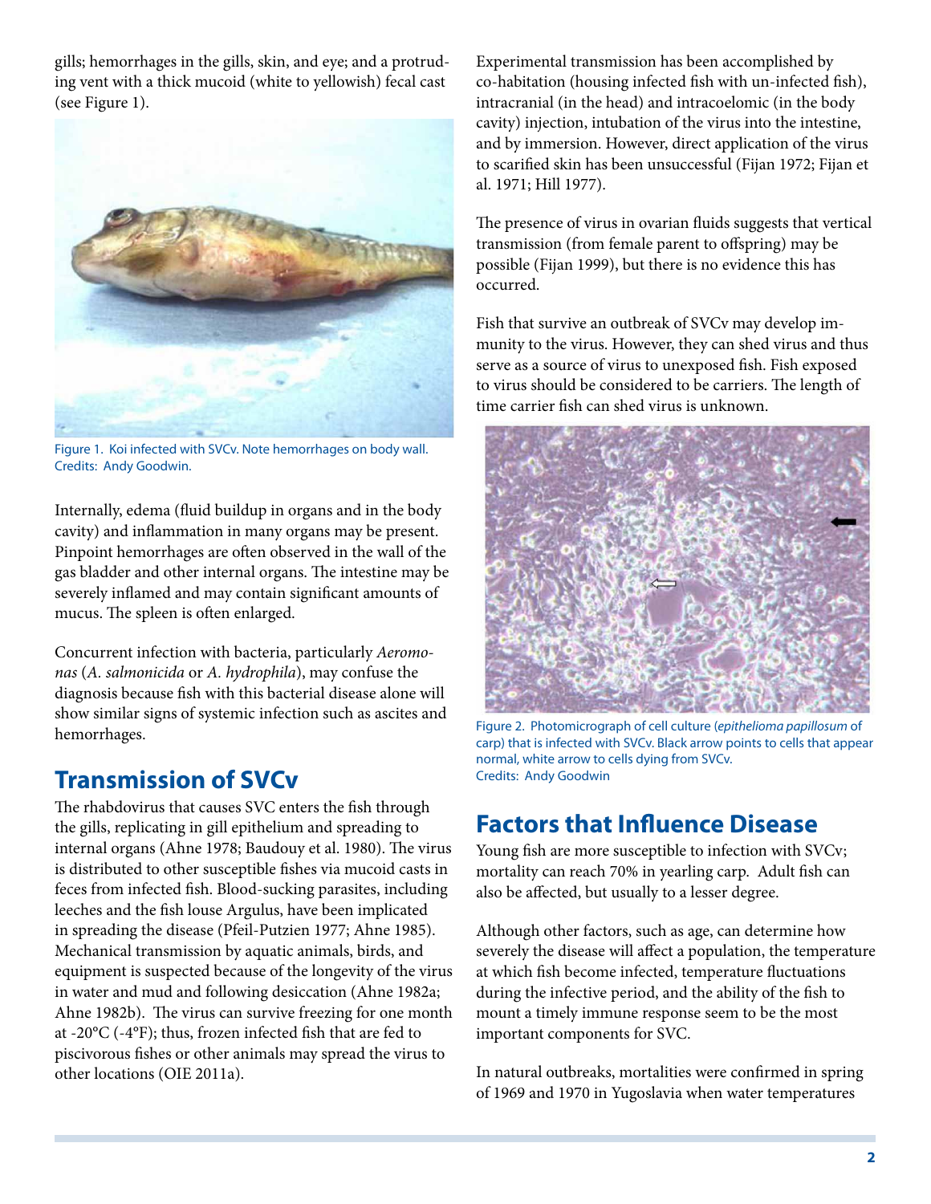gills; hemorrhages in the gills, skin, and eye; and a protruding vent with a thick mucoid (white to yellowish) fecal cast (see Figure 1).

Figure 1. Koi infected with SVCv. Note hemorrhages on body wall.
Credits: Andy Goodwin.

Internally, edema (fluid buildup in organs and in the body cavity) and inflammation in many organs may be present. Pinpoint hemorrhages are often observed in the wall of the gas bladder and other internal organs. The intestine may be severely inflamed and may contain significant amounts of mucus. The spleen is often enlarged.

Concurrent infection with bacteria, particularly *Aeromonas* (*A. salmonicida* or *A. hydrophila*), may confuse the diagnosis because fish with this bacterial disease alone will show similar signs of systemic infection such as ascites and hemorrhages.

## Transmission of SVCv

The rhabdovirus that causes SVC enters the fish through the gills, replicating in gill epithelium and spreading to internal organs (Ahne 1978; Baudouy et al. 1980). The virus is distributed to other susceptible fishes via mucoid casts in feces from infected fish. Blood-sucking parasites, including leeches and the fish louse Argulus, have been implicated in spreading the disease (Pfeil-Putzien 1977; Ahne 1985). Mechanical transmission by aquatic animals, birds, and equipment is suspected because of the longevity of the virus in water and mud and following desiccation (Ahne 1982a; Ahne 1982b). The virus can survive freezing for one month at -20°C (-4°F); thus, frozen infected fish that are fed to piscivorous fishes or other animals may spread the virus to other locations (OIE 2011a).

Experimental transmission has been accomplished by co-habitation (housing infected fish with un-infected fish), intracranial (in the head) and intracoelomic (in the body cavity) injection, intubation of the virus into the intestine, and by immersion. However, direct application of the virus to scarified skin has been unsuccessful (Fijan 1972; Fijan et al. 1971; Hill 1977).

The presence of virus in ovarian fluids suggests that vertical transmission (from female parent to offspring) may be possible (Fijan 1999), but there is no evidence this has occurred.

Fish that survive an outbreak of SVCv may develop immunity to the virus. However, they can shed virus and thus serve as a source of virus to unexposed fish. Fish exposed to virus should be considered to be carriers. The length of time carrier fish can shed virus is unknown.

Figure 2. Photomicrograph of cell culture (*epithelioma papillosum* of carp) that is infected with SVCv. Black arrow points to cells that appear normal, white arrow to cells dying from SVCv.
Credits: Andy Goodwin

## Factors that Influence Disease

Young fish are more susceptible to infection with SVCv; mortality can reach 70% in yearling carp. Adult fish can also be affected, but usually to a lesser degree.

Although other factors, such as age, can determine how severely the disease will affect a population, the temperature at which fish become infected, temperature fluctuations during the infective period, and the ability of the fish to mount a timely immune response seem to be the most important components for SVC.

In natural outbreaks, mortalities were confirmed in spring of 1969 and 1970 in Yugoslavia when water temperatures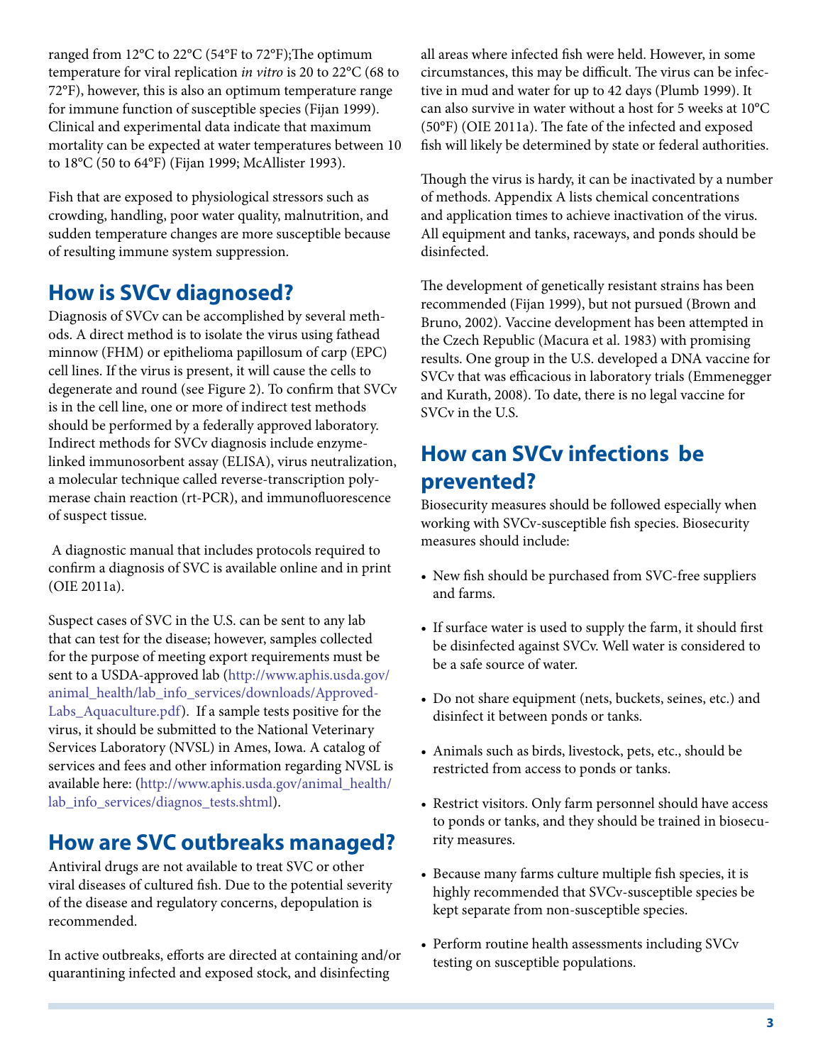ranged from 12°C to 22°C (54°F to 72°F);The optimum temperature for viral replication *in vitro* is 20 to 22°C (68 to 72°F), however, this is also an optimum temperature range for immune function of susceptible species (Fijan 1999). Clinical and experimental data indicate that maximum mortality can be expected at water temperatures between 10 to 18°C (50 to 64°F) (Fijan 1999; McAllister 1993).

Fish that are exposed to physiological stressors such as crowding, handling, poor water quality, malnutrition, and sudden temperature changes are more susceptible because of resulting immune system suppression.

## How is SVCv diagnosed?

Diagnosis of SVCv can be accomplished by several methods. A direct method is to isolate the virus using fathead minnow (FHM) or epithelioma papillosum of carp (EPC) cell lines. If the virus is present, it will cause the cells to degenerate and round (see Figure 2). To confirm that SVCv is in the cell line, one or more of indirect test methods should be performed by a federally approved laboratory. Indirect methods for SVCv diagnosis include enzyme-linked immunosorbent assay (ELISA), virus neutralization, a molecular technique called reverse-transcription polymerase chain reaction (rt-PCR), and immunofluorescence of suspect tissue.

A diagnostic manual that includes protocols required to confirm a diagnosis of SVC is available online and in print (OIE 2011a).

Suspect cases of SVC in the U.S. can be sent to any lab that can test for the disease; however, samples collected for the purpose of meeting export requirements must be sent to a USDA-approved lab (http://www.aphis.usda.gov/animal_health/lab_info_services/downloads/ApprovedLabs_Aquaculture.pdf). If a sample tests positive for the virus, it should be submitted to the National Veterinary Services Laboratory (NVSL) in Ames, Iowa. A catalog of services and fees and other information regarding NVSL is available here: (http://www.aphis.usda.gov/animal_health/lab_info_services/diagnos_tests.shtml).

## How are SVC outbreaks managed?

Antiviral drugs are not available to treat SVC or other viral diseases of cultured fish. Due to the potential severity of the disease and regulatory concerns, depopulation is recommended.

In active outbreaks, efforts are directed at containing and/or quarantining infected and exposed stock, and disinfecting all areas where infected fish were held. However, in some circumstances, this may be difficult. The virus can be infective in mud and water for up to 42 days (Plumb 1999). It can also survive in water without a host for 5 weeks at 10°C (50°F) (OIE 2011a). The fate of the infected and exposed fish will likely be determined by state or federal authorities.

Though the virus is hardy, it can be inactivated by a number of methods. Appendix A lists chemical concentrations and application times to achieve inactivation of the virus. All equipment and tanks, raceways, and ponds should be disinfected.

The development of genetically resistant strains has been recommended (Fijan 1999), but not pursued (Brown and Bruno, 2002). Vaccine development has been attempted in the Czech Republic (Macura et al. 1983) with promising results. One group in the U.S. developed a DNA vaccine for SVCv that was efficacious in laboratory trials (Emmenegger and Kurath, 2008). To date, there is no legal vaccine for SVCv in the U.S.

## How can SVCv infections be prevented?

Biosecurity measures should be followed especially when working with SVCv-susceptible fish species. Biosecurity measures should include:

- New fish should be purchased from SVC-free suppliers and farms.
- If surface water is used to supply the farm, it should first be disinfected against SVCv. Well water is considered to be a safe source of water.
- Do not share equipment (nets, buckets, seines, etc.) and disinfect it between ponds or tanks.
- Animals such as birds, livestock, pets, etc., should be restricted from access to ponds or tanks.
- Restrict visitors. Only farm personnel should have access to ponds or tanks, and they should be trained in biosecurity measures.
- Because many farms culture multiple fish species, it is highly recommended that SVCv-susceptible species be kept separate from non-susceptible species.
- Perform routine health assessments including SVCv testing on susceptible populations.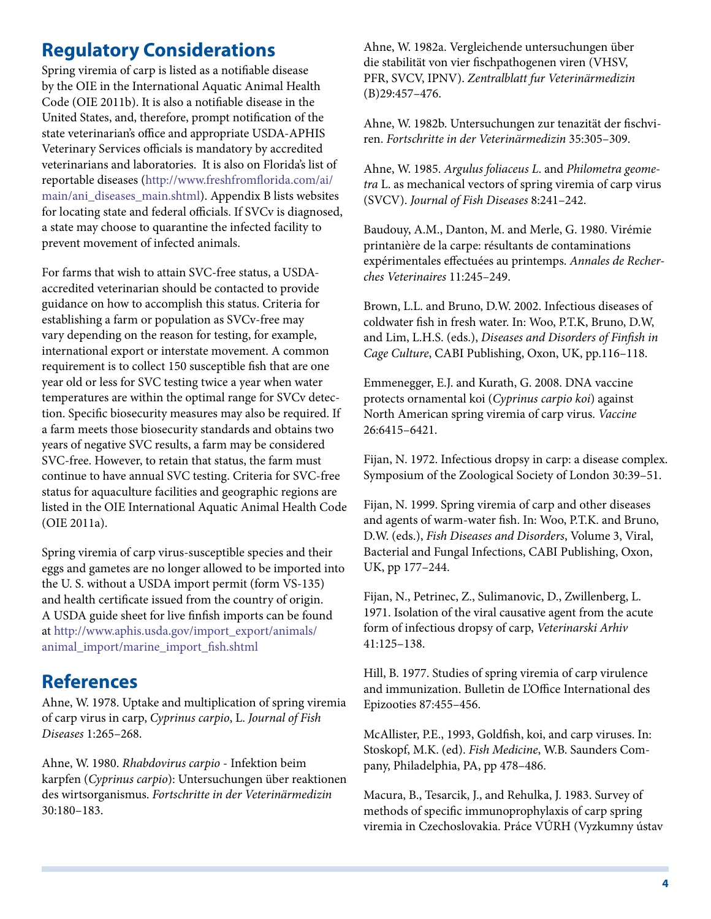## Regulatory Considerations

Spring viremia of carp is listed as a notifiable disease by the OIE in the International Aquatic Animal Health Code (OIE 2011b). It is also a notifiable disease in the United States, and, therefore, prompt notification of the state veterinarian's office and appropriate USDA-APHIS Veterinary Services officials is mandatory by accredited veterinarians and laboratories. It is also on Florida's list of reportable diseases (http://www.freshfromflorida.com/ai/main/ani_diseases_main.shtml). Appendix B lists websites for locating state and federal officials. If SVCv is diagnosed, a state may choose to quarantine the infected facility to prevent movement of infected animals.

For farms that wish to attain SVC-free status, a USDA-accredited veterinarian should be contacted to provide guidance on how to accomplish this status. Criteria for establishing a farm or population as SVCv-free may vary depending on the reason for testing, for example, international export or interstate movement. A common requirement is to collect 150 susceptible fish that are one year old or less for SVC testing twice a year when water temperatures are within the optimal range for SVCv detection. Specific biosecurity measures may also be required. If a farm meets those biosecurity standards and obtains two years of negative SVC results, a farm may be considered SVC-free. However, to retain that status, the farm must continue to have annual SVC testing. Criteria for SVC-free status for aquaculture facilities and geographic regions are listed in the OIE International Aquatic Animal Health Code (OIE 2011a).

Spring viremia of carp virus-susceptible species and their eggs and gametes are no longer allowed to be imported into the U. S. without a USDA import permit (form VS-135) and health certificate issued from the country of origin. A USDA guide sheet for live finfish imports can be found at http://www.aphis.usda.gov/import_export/animals/animal_import/marine_import_fish.shtml

## References

Ahne, W. 1978. Uptake and multiplication of spring viremia of carp virus in carp, *Cyprinus carpio*, L. *Journal of Fish Diseases* 1:265–268.

Ahne, W. 1980. *Rhabdovirus carpio* - Infektion beim karpfen (*Cyprinus carpio*): Untersuchungen über reaktionen des wirtsorganismus. *Fortschritte in der Veterinärmedizin* 30:180–183.

Ahne, W. 1982a. Vergleichende untersuchungen über die stabilität von vier fischpathogenen viren (VHSV, PFR, SVCV, IPNV). *Zentralblatt fur Veterinärmedizin* (B)29:457–476.

Ahne, W. 1982b. Untersuchungen zur tenazität der fischviren. *Fortschritte in der Veterinärmedizin* 35:305–309.

Ahne, W. 1985. *Argulus foliaceus L*. and *Philometra geometra* L. as mechanical vectors of spring viremia of carp virus (SVCV). *Journal of Fish Diseases* 8:241–242.

Baudouy, A.M., Danton, M. and Merle, G. 1980. Virémie printanière de la carpe: résultants de contaminations expérimentales effectuées au printemps. *Annales de Recherches Veterinaires* 11:245–249.

Brown, L.L. and Bruno, D.W. 2002. Infectious diseases of coldwater fish in fresh water. In: Woo, P.T.K, Bruno, D.W, and Lim, L.H.S. (eds.), *Diseases and Disorders of Finfish in Cage Culture*, CABI Publishing, Oxon, UK, pp.116–118.

Emmenegger, E.J. and Kurath, G. 2008. DNA vaccine protects ornamental koi (*Cyprinus carpio koi*) against North American spring viremia of carp virus. *Vaccine* 26:6415–6421.

Fijan, N. 1972. Infectious dropsy in carp: a disease complex. Symposium of the Zoological Society of London 30:39–51.

Fijan, N. 1999. Spring viremia of carp and other diseases and agents of warm-water fish. In: Woo, P.T.K. and Bruno, D.W. (eds.), *Fish Diseases and Disorders*, Volume 3, Viral, Bacterial and Fungal Infections, CABI Publishing, Oxon, UK, pp 177–244.

Fijan, N., Petrinec, Z., Sulimanovic, D., Zwillenberg, L. 1971. Isolation of the viral causative agent from the acute form of infectious dropsy of carp, *Veterinarski Arhiv* 41:125–138.

Hill, B. 1977. Studies of spring viremia of carp virulence and immunization. Bulletin de L'Office International des Epizooties 87:455–456.

McAllister, P.E., 1993, Goldfish, koi, and carp viruses. In: Stoskopf, M.K. (ed). *Fish Medicine*, W.B. Saunders Company, Philadelphia, PA, pp 478–486.

Macura, B., Tesarcik, J., and Rehulka, J. 1983. Survey of methods of specific immunoprophylaxis of carp spring viremia in Czechoslovakia. Práce VÚRH (Vyzkumny ústav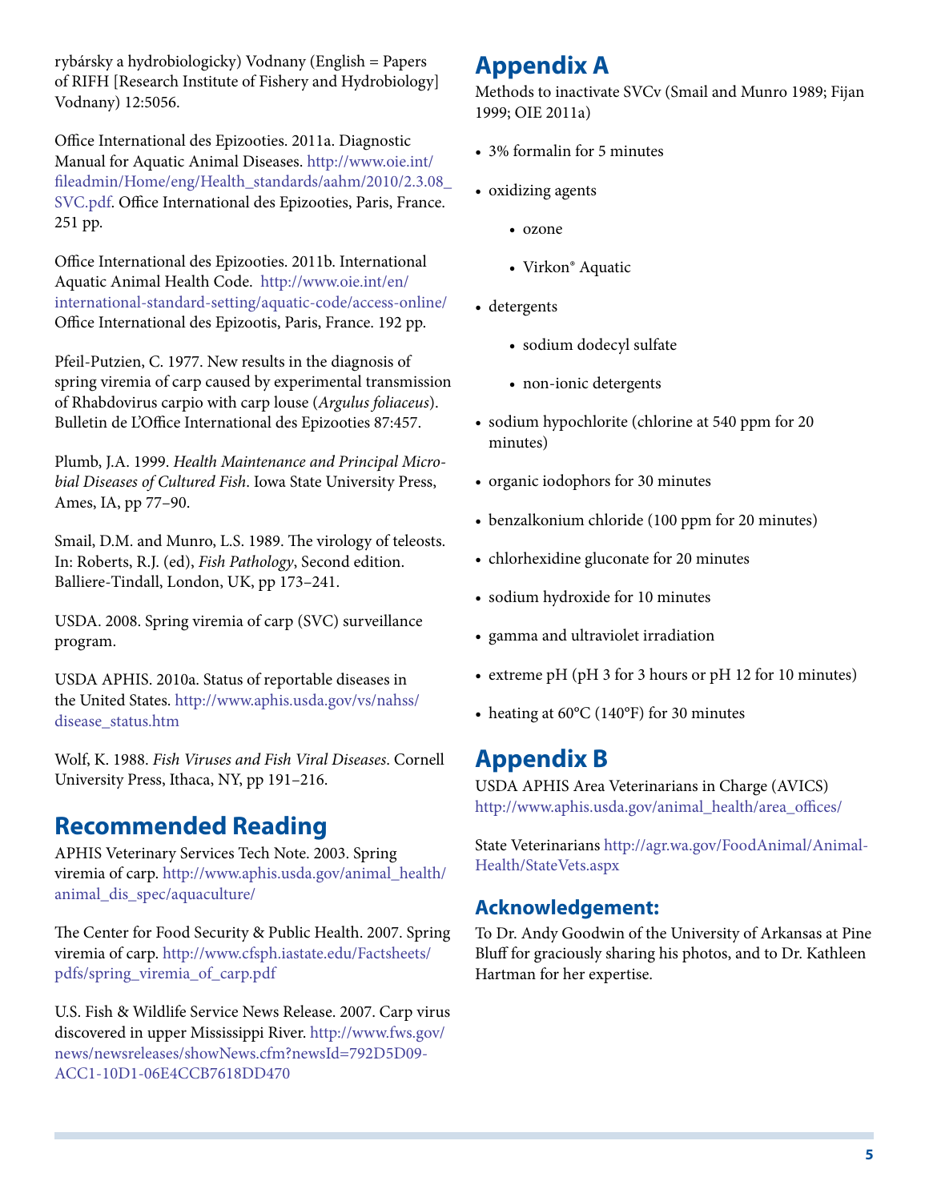rybársky a hydrobiologicky) Vodnany (English = Papers of RIFH [Research Institute of Fishery and Hydrobiology] Vodnany) 12:5056.

Office International des Epizooties. 2011a. Diagnostic Manual for Aquatic Animal Diseases. http://www.oie.int/fileadmin/Home/eng/Health_standards/aahm/2010/2.3.08_SVC.pdf. Office International des Epizooties, Paris, France. 251 pp.

Office International des Epizooties. 2011b. International Aquatic Animal Health Code. http://www.oie.int/en/international-standard-setting/aquatic-code/access-online/ Office International des Epizootis, Paris, France. 192 pp.

Pfeil-Putzien, C. 1977. New results in the diagnosis of spring viremia of carp caused by experimental transmission of Rhabdovirus carpio with carp louse (*Argulus foliaceus*). Bulletin de L'Office International des Epizooties 87:457.

Plumb, J.A. 1999. *Health Maintenance and Principal Microbial Diseases of Cultured Fish*. Iowa State University Press, Ames, IA, pp 77–90.

Smail, D.M. and Munro, L.S. 1989. The virology of teleosts. In: Roberts, R.J. (ed), *Fish Pathology*, Second edition. Balliere-Tindall, London, UK, pp 173–241.

USDA. 2008. Spring viremia of carp (SVC) surveillance program.

USDA APHIS. 2010a. Status of reportable diseases in the United States. http://www.aphis.usda.gov/vs/nahss/disease_status.htm

Wolf, K. 1988. *Fish Viruses and Fish Viral Diseases*. Cornell University Press, Ithaca, NY, pp 191–216.

## Recommended Reading

APHIS Veterinary Services Tech Note. 2003. Spring viremia of carp. http://www.aphis.usda.gov/animal_health/animal_dis_spec/aquaculture/

The Center for Food Security & Public Health. 2007. Spring viremia of carp. http://www.cfsph.iastate.edu/Factsheets/pdfs/spring_viremia_of_carp.pdf

U.S. Fish & Wildlife Service News Release. 2007. Carp virus discovered in upper Mississippi River. http://www.fws.gov/news/newsreleases/showNews.cfm?newsId=792D5D09-ACC1-10D1-06E4CCB7618DD470

## Appendix A

Methods to inactivate SVCv (Smail and Munro 1989; Fijan 1999; OIE 2011a)

- 3% formalin for 5 minutes
- oxidizing agents
  - ozone
  - Virkon® Aquatic
- detergents
  - sodium dodecyl sulfate
  - non-ionic detergents
- sodium hypochlorite (chlorine at 540 ppm for 20 minutes)
- organic iodophors for 30 minutes
- benzalkonium chloride (100 ppm for 20 minutes)
- chlorhexidine gluconate for 20 minutes
- sodium hydroxide for 10 minutes
- gamma and ultraviolet irradiation
- extreme pH (pH 3 for 3 hours or pH 12 for 10 minutes)
- heating at 60°C (140°F) for 30 minutes

## Appendix B

USDA APHIS Area Veterinarians in Charge (AVICS) http://www.aphis.usda.gov/animal_health/area_offices/

State Veterinarians http://agr.wa.gov/FoodAnimal/AnimalHealth/StateVets.aspx

### Acknowledgement:

To Dr. Andy Goodwin of the University of Arkansas at Pine Bluff for graciously sharing his photos, and to Dr. Kathleen Hartman for her expertise.